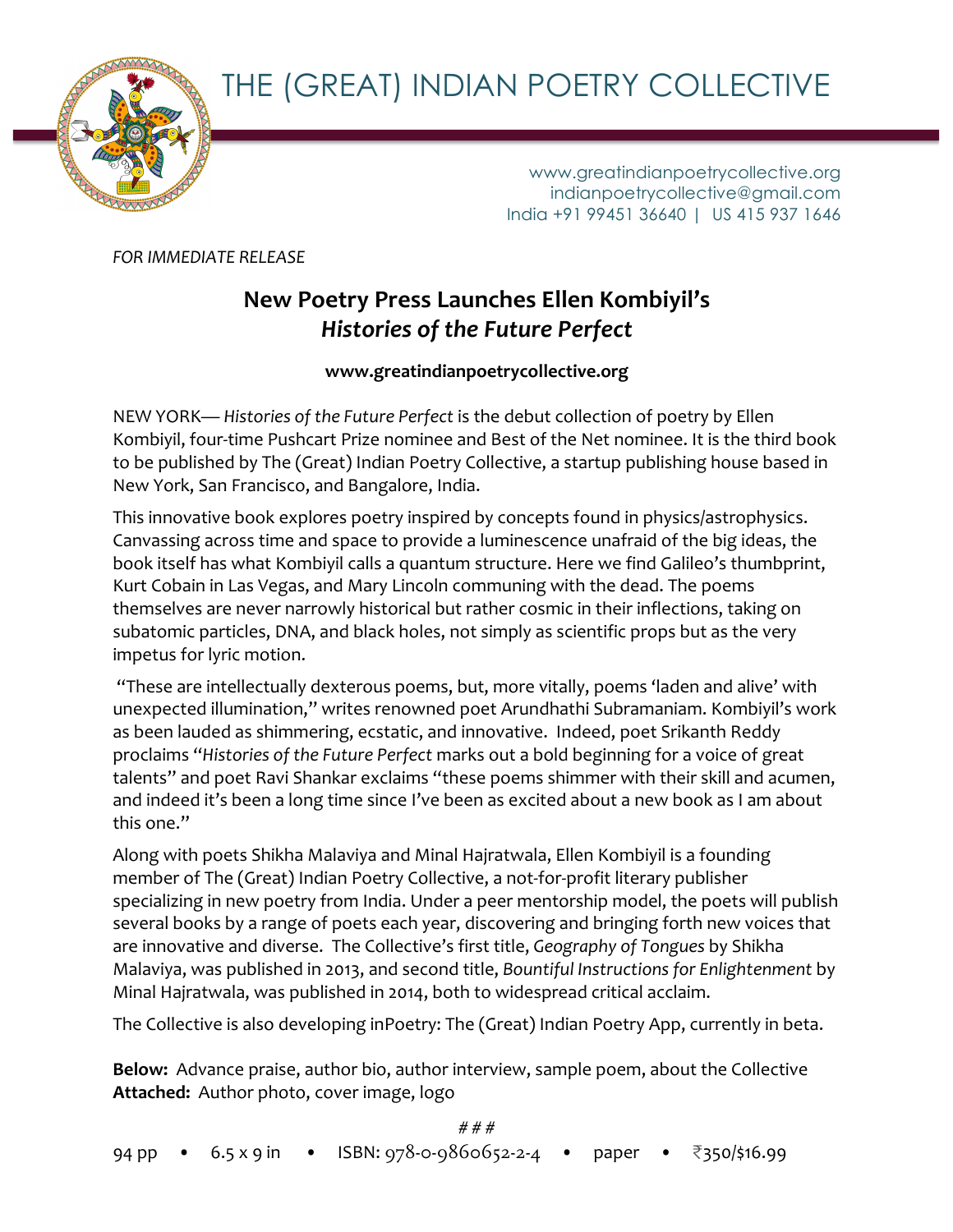# THE (GREAT) INDIAN POETRY COLLECTIVE

www.greatindianpoetrycollective.org
indianpoetrycollective@gmail.com
India +91 99451 36640 | US 415 937 1646

*FOR IMMEDIATE RELEASE*

## New Poetry Press Launches Ellen Kombiyil's *Histories of the Future Perfect*

**www.greatindianpoetrycollective.org**

NEW YORK— *Histories of the Future Perfect* is the debut collection of poetry by Ellen Kombiyil, four-time Pushcart Prize nominee and Best of the Net nominee. It is the third book to be published by The (Great) Indian Poetry Collective, a startup publishing house based in New York, San Francisco, and Bangalore, India.

This innovative book explores poetry inspired by concepts found in physics/astrophysics. Canvassing across time and space to provide a luminescence unafraid of the big ideas, the book itself has what Kombiyil calls a quantum structure. Here we find Galileo's thumbprint, Kurt Cobain in Las Vegas, and Mary Lincoln communing with the dead. The poems themselves are never narrowly historical but rather cosmic in their inflections, taking on subatomic particles, DNA, and black holes, not simply as scientific props but as the very impetus for lyric motion.

"These are intellectually dexterous poems, but, more vitally, poems 'laden and alive' with unexpected illumination," writes renowned poet Arundhathi Subramaniam. Kombiyil's work as been lauded as shimmering, ecstatic, and innovative. Indeed, poet Srikanth Reddy proclaims "*Histories of the Future Perfect* marks out a bold beginning for a voice of great talents" and poet Ravi Shankar exclaims "these poems shimmer with their skill and acumen, and indeed it's been a long time since I've been as excited about a new book as I am about this one."

Along with poets Shikha Malaviya and Minal Hajratwala, Ellen Kombiyil is a founding member of The (Great) Indian Poetry Collective, a not-for-profit literary publisher specializing in new poetry from India. Under a peer mentorship model, the poets will publish several books by a range of poets each year, discovering and bringing forth new voices that are innovative and diverse. The Collective's first title, *Geography of Tongues* by Shikha Malaviya, was published in 2013, and second title, *Bountiful Instructions for Enlightenment* by Minal Hajratwala, was published in 2014, both to widespread critical acclaim.

The Collective is also developing inPoetry: The (Great) Indian Poetry App, currently in beta.

**Below:** Advance praise, author bio, author interview, sample poem, about the Collective
**Attached:** Author photo, cover image, logo

###

94 pp • 6.5 x 9 in • ISBN: 978-0-9860652-2-4 • paper • ₹350/$16.99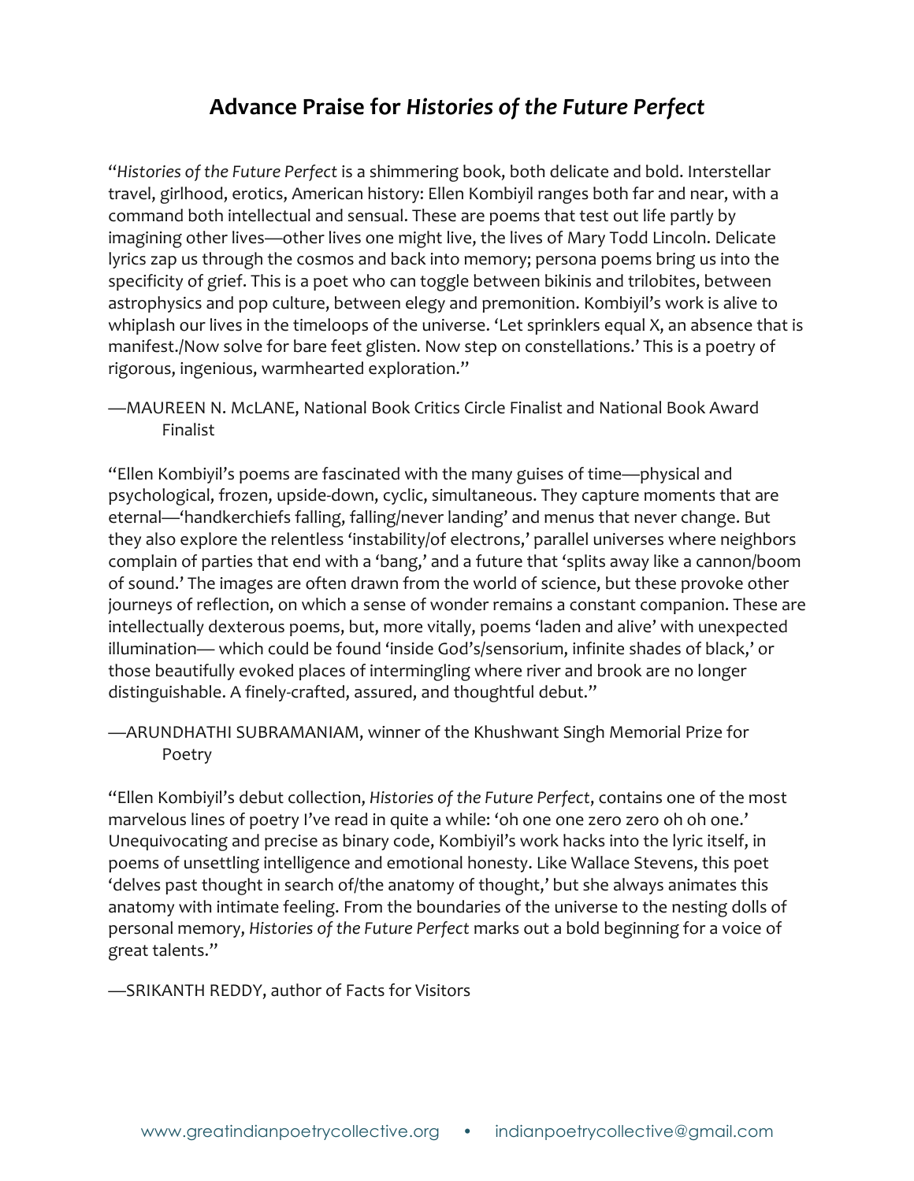## Advance Praise for *Histories of the Future Perfect*

"*Histories of the Future Perfect* is a shimmering book, both delicate and bold. Interstellar travel, girlhood, erotics, American history: Ellen Kombiyil ranges both far and near, with a command both intellectual and sensual. These are poems that test out life partly by imagining other lives—other lives one might live, the lives of Mary Todd Lincoln. Delicate lyrics zap us through the cosmos and back into memory; persona poems bring us into the specificity of grief. This is a poet who can toggle between bikinis and trilobites, between astrophysics and pop culture, between elegy and premonition. Kombiyil's work is alive to whiplash our lives in the timeloops of the universe. 'Let sprinklers equal X, an absence that is manifest./Now solve for bare feet glisten. Now step on constellations.' This is a poetry of rigorous, ingenious, warmhearted exploration."

—MAUREEN N. McLANE, National Book Critics Circle Finalist and National Book Award Finalist

"Ellen Kombiyil's poems are fascinated with the many guises of time—physical and psychological, frozen, upside-down, cyclic, simultaneous. They capture moments that are eternal—'handkerchiefs falling, falling/never landing' and menus that never change. But they also explore the relentless 'instability/of electrons,' parallel universes where neighbors complain of parties that end with a 'bang,' and a future that 'splits away like a cannon/boom of sound.' The images are often drawn from the world of science, but these provoke other journeys of reflection, on which a sense of wonder remains a constant companion. These are intellectually dexterous poems, but, more vitally, poems 'laden and alive' with unexpected illumination— which could be found 'inside God's/sensorium, infinite shades of black,' or those beautifully evoked places of intermingling where river and brook are no longer distinguishable. A finely-crafted, assured, and thoughtful debut."

—ARUNDHATHI SUBRAMANIAM, winner of the Khushwant Singh Memorial Prize for Poetry

"Ellen Kombiyil's debut collection, *Histories of the Future Perfect*, contains one of the most marvelous lines of poetry I've read in quite a while: 'oh one one zero zero oh oh one.' Unequivocating and precise as binary code, Kombiyil's work hacks into the lyric itself, in poems of unsettling intelligence and emotional honesty. Like Wallace Stevens, this poet 'delves past thought in search of/the anatomy of thought,' but she always animates this anatomy with intimate feeling. From the boundaries of the universe to the nesting dolls of personal memory, *Histories of the Future Perfect* marks out a bold beginning for a voice of great talents."

—SRIKANTH REDDY, author of Facts for Visitors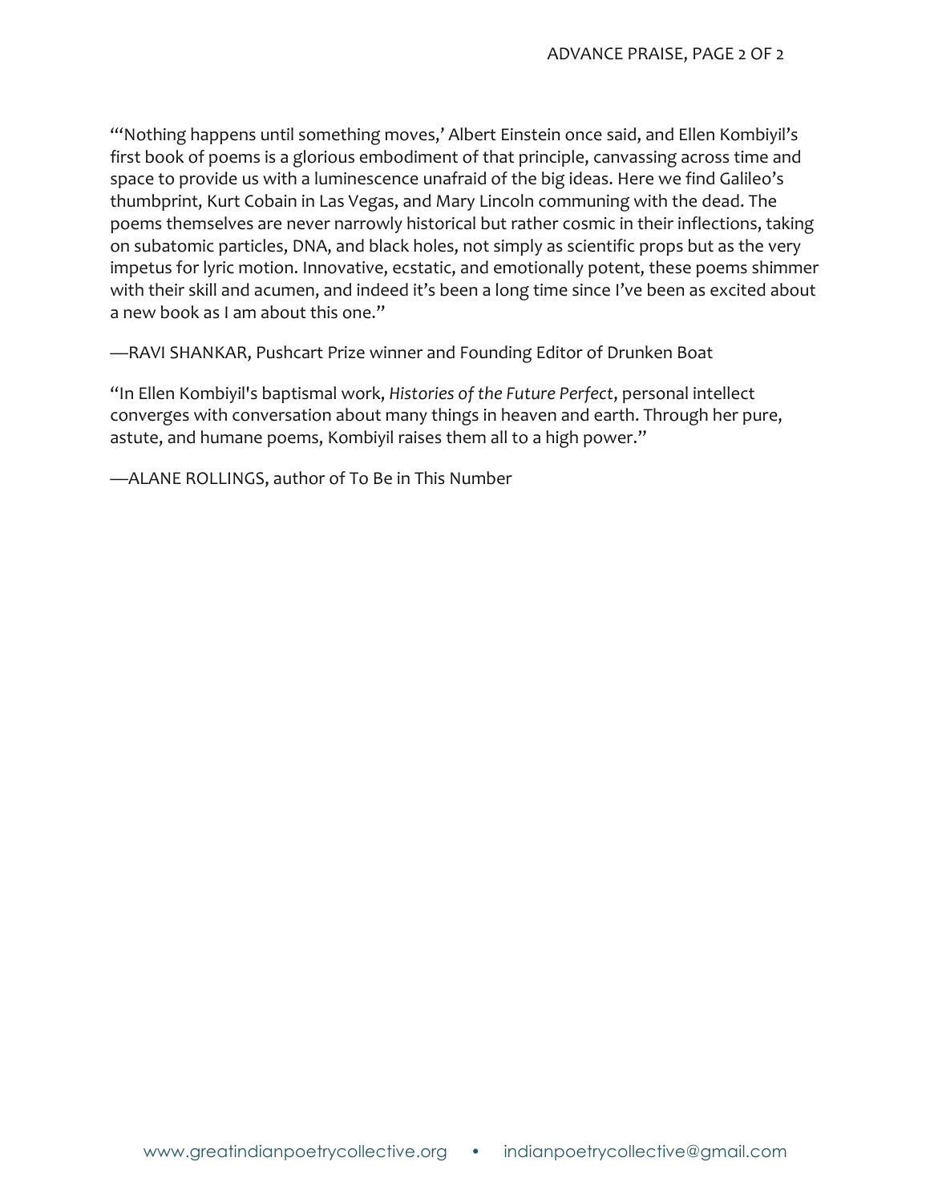"'Nothing happens until something moves,' Albert Einstein once said, and Ellen Kombiyil's first book of poems is a glorious embodiment of that principle, canvassing across time and space to provide us with a luminescence unafraid of the big ideas. Here we find Galileo's thumbprint, Kurt Cobain in Las Vegas, and Mary Lincoln communing with the dead. The poems themselves are never narrowly historical but rather cosmic in their inflections, taking on subatomic particles, DNA, and black holes, not simply as scientific props but as the very impetus for lyric motion. Innovative, ecstatic, and emotionally potent, these poems shimmer with their skill and acumen, and indeed it's been a long time since I've been as excited about a new book as I am about this one."

—RAVI SHANKAR, Pushcart Prize winner and Founding Editor of Drunken Boat

"In Ellen Kombiyil's baptismal work, *Histories of the Future Perfect*, personal intellect converges with conversation about many things in heaven and earth. Through her pure, astute, and humane poems, Kombiyil raises them all to a high power."

—ALANE ROLLINGS, author of To Be in This Number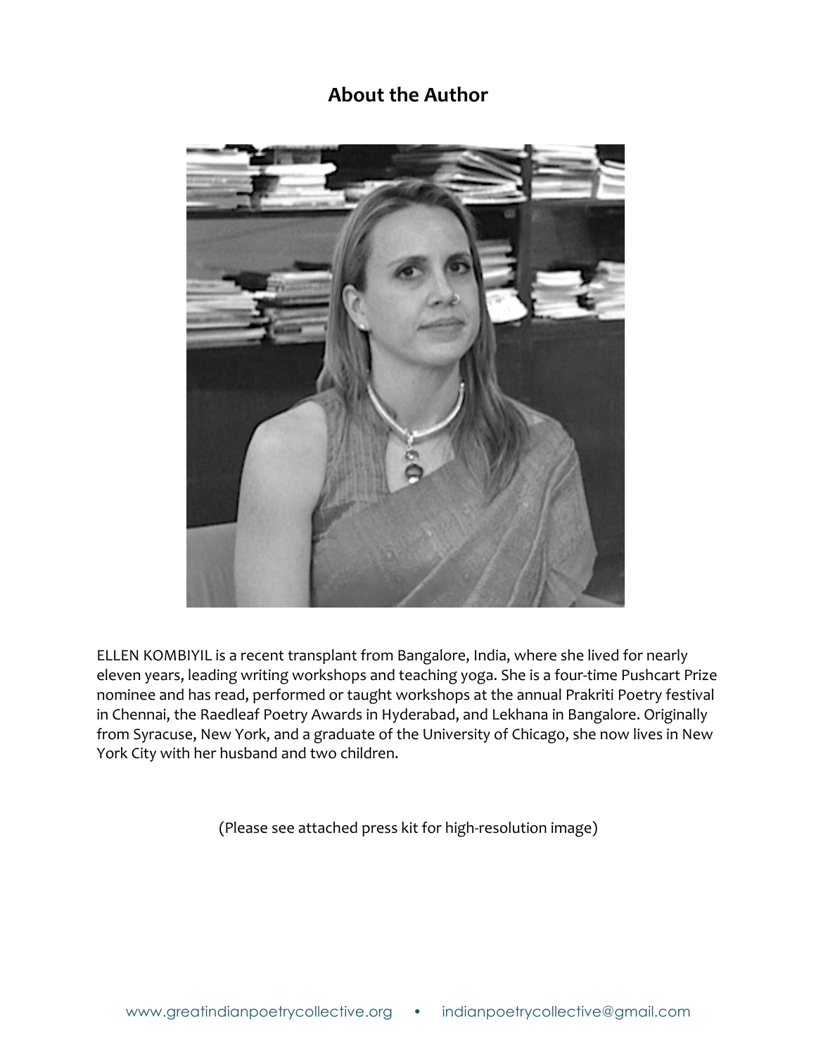## About the Author

ELLEN KOMBIYIL is a recent transplant from Bangalore, India, where she lived for nearly eleven years, leading writing workshops and teaching yoga. She is a four-time Pushcart Prize nominee and has read, performed or taught workshops at the annual Prakriti Poetry festival in Chennai, the Raedleaf Poetry Awards in Hyderabad, and Lekhana in Bangalore. Originally from Syracuse, New York, and a graduate of the University of Chicago, she now lives in New York City with her husband and two children.

(Please see attached press kit for high-resolution image)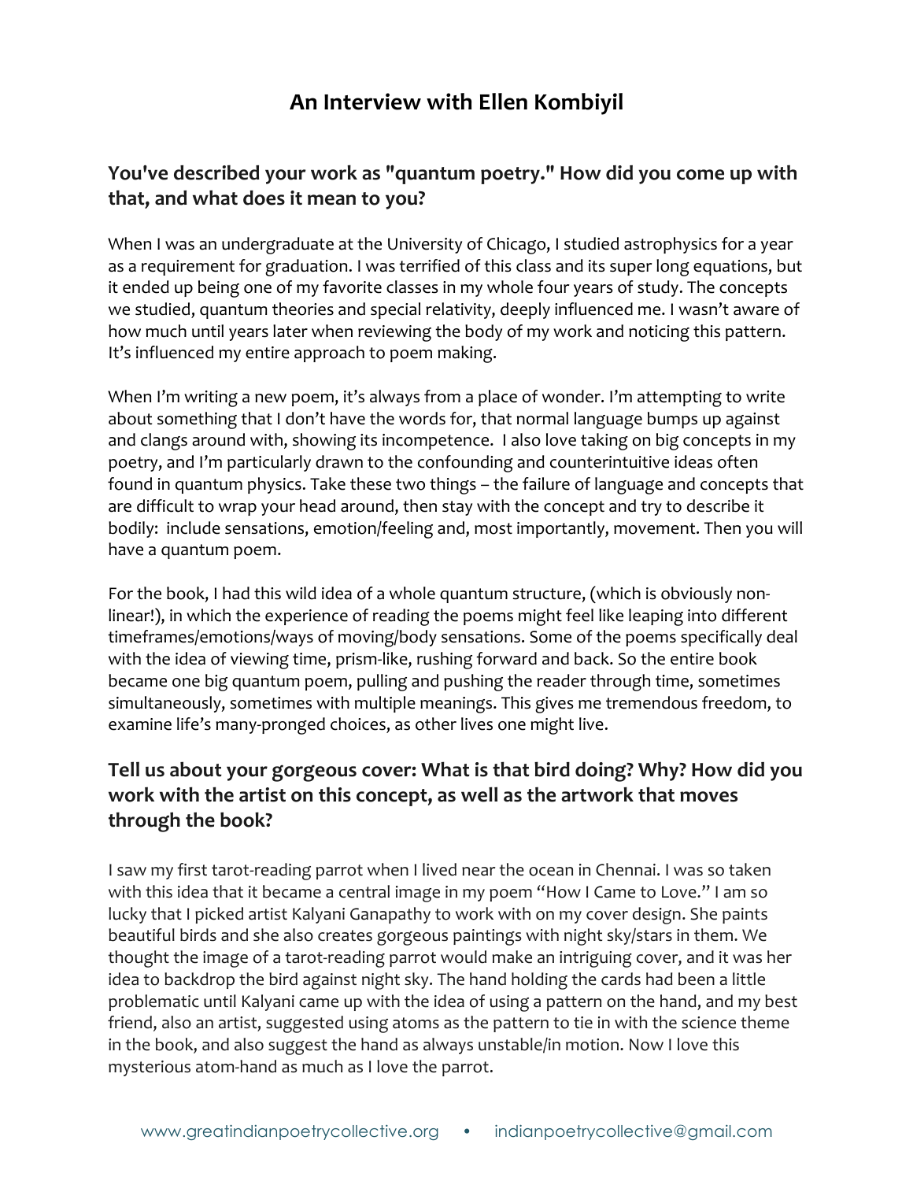# An Interview with Ellen Kombiyil

## You've described your work as "quantum poetry." How did you come up with that, and what does it mean to you?

When I was an undergraduate at the University of Chicago, I studied astrophysics for a year as a requirement for graduation. I was terrified of this class and its super long equations, but it ended up being one of my favorite classes in my whole four years of study. The concepts we studied, quantum theories and special relativity, deeply influenced me. I wasn't aware of how much until years later when reviewing the body of my work and noticing this pattern. It's influenced my entire approach to poem making.

When I'm writing a new poem, it's always from a place of wonder. I'm attempting to write about something that I don't have the words for, that normal language bumps up against and clangs around with, showing its incompetence. I also love taking on big concepts in my poetry, and I'm particularly drawn to the confounding and counterintuitive ideas often found in quantum physics. Take these two things – the failure of language and concepts that are difficult to wrap your head around, then stay with the concept and try to describe it bodily: include sensations, emotion/feeling and, most importantly, movement. Then you will have a quantum poem.

For the book, I had this wild idea of a whole quantum structure, (which is obviously non-linear!), in which the experience of reading the poems might feel like leaping into different timeframes/emotions/ways of moving/body sensations. Some of the poems specifically deal with the idea of viewing time, prism-like, rushing forward and back. So the entire book became one big quantum poem, pulling and pushing the reader through time, sometimes simultaneously, sometimes with multiple meanings. This gives me tremendous freedom, to examine life's many-pronged choices, as other lives one might live.

## Tell us about your gorgeous cover: What is that bird doing? Why? How did you work with the artist on this concept, as well as the artwork that moves through the book?

I saw my first tarot-reading parrot when I lived near the ocean in Chennai. I was so taken with this idea that it became a central image in my poem "How I Came to Love." I am so lucky that I picked artist Kalyani Ganapathy to work with on my cover design. She paints beautiful birds and she also creates gorgeous paintings with night sky/stars in them. We thought the image of a tarot-reading parrot would make an intriguing cover, and it was her idea to backdrop the bird against night sky. The hand holding the cards had been a little problematic until Kalyani came up with the idea of using a pattern on the hand, and my best friend, also an artist, suggested using atoms as the pattern to tie in with the science theme in the book, and also suggest the hand as always unstable/in motion. Now I love this mysterious atom-hand as much as I love the parrot.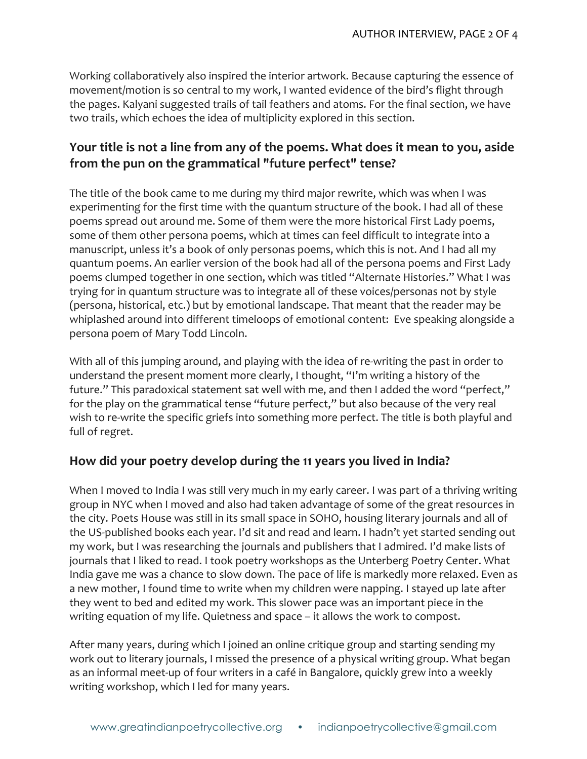Working collaboratively also inspired the interior artwork. Because capturing the essence of movement/motion is so central to my work, I wanted evidence of the bird's flight through the pages. Kalyani suggested trails of tail feathers and atoms. For the final section, we have two trails, which echoes the idea of multiplicity explored in this section.

## Your title is not a line from any of the poems. What does it mean to you, aside from the pun on the grammatical "future perfect" tense?

The title of the book came to me during my third major rewrite, which was when I was experimenting for the first time with the quantum structure of the book. I had all of these poems spread out around me. Some of them were the more historical First Lady poems, some of them other persona poems, which at times can feel difficult to integrate into a manuscript, unless it's a book of only personas poems, which this is not. And I had all my quantum poems. An earlier version of the book had all of the persona poems and First Lady poems clumped together in one section, which was titled "Alternate Histories." What I was trying for in quantum structure was to integrate all of these voices/personas not by style (persona, historical, etc.) but by emotional landscape. That meant that the reader may be whiplashed around into different timeloops of emotional content: Eve speaking alongside a persona poem of Mary Todd Lincoln.

With all of this jumping around, and playing with the idea of re-writing the past in order to understand the present moment more clearly, I thought, "I'm writing a history of the future." This paradoxical statement sat well with me, and then I added the word "perfect," for the play on the grammatical tense "future perfect," but also because of the very real wish to re-write the specific griefs into something more perfect. The title is both playful and full of regret.

## How did your poetry develop during the 11 years you lived in India?

When I moved to India I was still very much in my early career. I was part of a thriving writing group in NYC when I moved and also had taken advantage of some of the great resources in the city. Poets House was still in its small space in SOHO, housing literary journals and all of the US-published books each year. I'd sit and read and learn. I hadn't yet started sending out my work, but I was researching the journals and publishers that I admired. I'd make lists of journals that I liked to read. I took poetry workshops as the Unterberg Poetry Center. What India gave me was a chance to slow down. The pace of life is markedly more relaxed. Even as a new mother, I found time to write when my children were napping. I stayed up late after they went to bed and edited my work. This slower pace was an important piece in the writing equation of my life. Quietness and space – it allows the work to compost.

After many years, during which I joined an online critique group and starting sending my work out to literary journals, I missed the presence of a physical writing group. What began as an informal meet-up of four writers in a café in Bangalore, quickly grew into a weekly writing workshop, which I led for many years.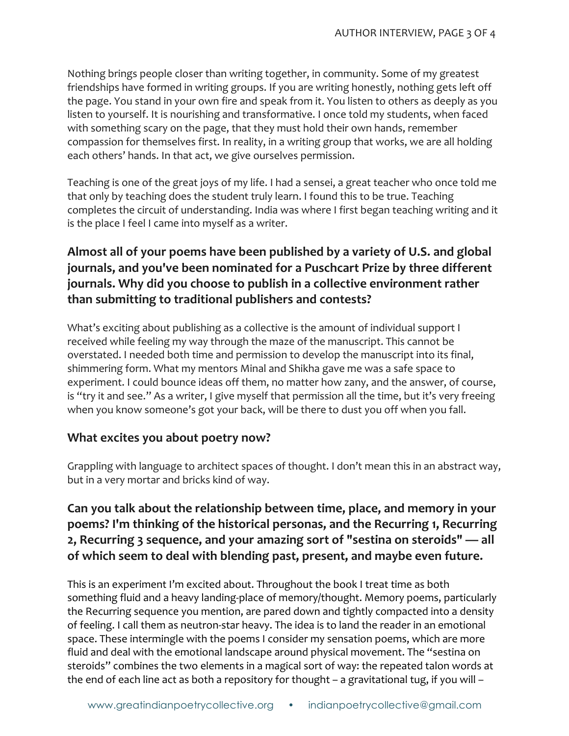Nothing brings people closer than writing together, in community. Some of my greatest friendships have formed in writing groups. If you are writing honestly, nothing gets left off the page. You stand in your own fire and speak from it. You listen to others as deeply as you listen to yourself. It is nourishing and transformative. I once told my students, when faced with something scary on the page, that they must hold their own hands, remember compassion for themselves first. In reality, in a writing group that works, we are all holding each others' hands. In that act, we give ourselves permission.

Teaching is one of the great joys of my life. I had a sensei, a great teacher who once told me that only by teaching does the student truly learn. I found this to be true. Teaching completes the circuit of understanding. India was where I first began teaching writing and it is the place I feel I came into myself as a writer.

### Almost all of your poems have been published by a variety of U.S. and global journals, and you've been nominated for a Puschcart Prize by three different journals. Why did you choose to publish in a collective environment rather than submitting to traditional publishers and contests?

What's exciting about publishing as a collective is the amount of individual support I received while feeling my way through the maze of the manuscript. This cannot be overstated. I needed both time and permission to develop the manuscript into its final, shimmering form. What my mentors Minal and Shikha gave me was a safe space to experiment. I could bounce ideas off them, no matter how zany, and the answer, of course, is "try it and see." As a writer, I give myself that permission all the time, but it's very freeing when you know someone's got your back, will be there to dust you off when you fall.

### What excites you about poetry now?

Grappling with language to architect spaces of thought. I don't mean this in an abstract way, but in a very mortar and bricks kind of way.

### Can you talk about the relationship between time, place, and memory in your poems? I'm thinking of the historical personas, and the Recurring 1, Recurring 2, Recurring 3 sequence, and your amazing sort of "sestina on steroids" — all of which seem to deal with blending past, present, and maybe even future.

This is an experiment I'm excited about. Throughout the book I treat time as both something fluid and a heavy landing-place of memory/thought. Memory poems, particularly the Recurring sequence you mention, are pared down and tightly compacted into a density of feeling. I call them as neutron-star heavy. The idea is to land the reader in an emotional space. These intermingle with the poems I consider my sensation poems, which are more fluid and deal with the emotional landscape around physical movement. The "sestina on steroids" combines the two elements in a magical sort of way: the repeated talon words at the end of each line act as both a repository for thought – a gravitational tug, if you will –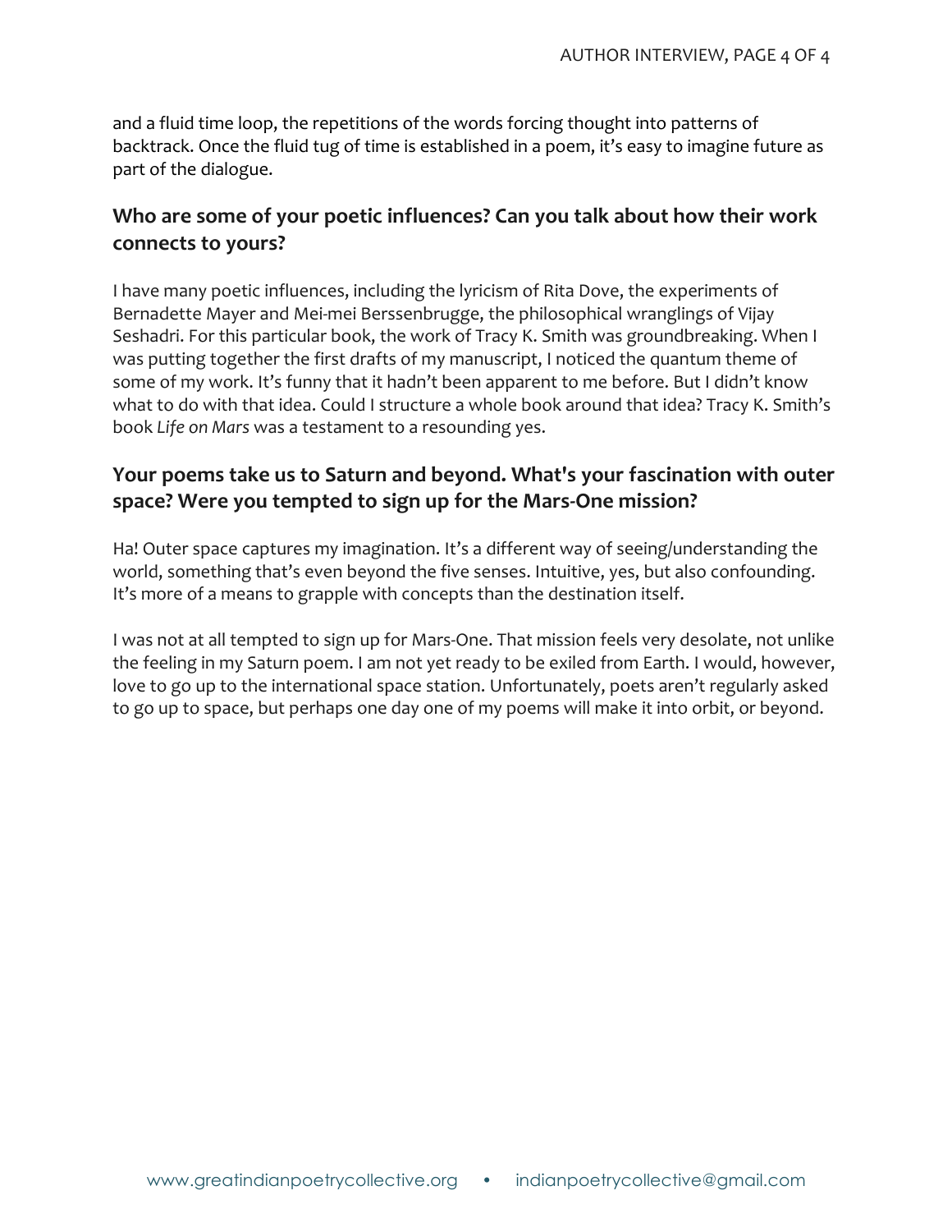and a fluid time loop, the repetitions of the words forcing thought into patterns of backtrack. Once the fluid tug of time is established in a poem, it's easy to imagine future as part of the dialogue.

## Who are some of your poetic influences? Can you talk about how their work connects to yours?

I have many poetic influences, including the lyricism of Rita Dove, the experiments of Bernadette Mayer and Mei-mei Berssenbrugge, the philosophical wranglings of Vijay Seshadri. For this particular book, the work of Tracy K. Smith was groundbreaking. When I was putting together the first drafts of my manuscript, I noticed the quantum theme of some of my work. It's funny that it hadn't been apparent to me before. But I didn't know what to do with that idea. Could I structure a whole book around that idea? Tracy K. Smith's book *Life on Mars* was a testament to a resounding yes.

## Your poems take us to Saturn and beyond. What's your fascination with outer space? Were you tempted to sign up for the Mars-One mission?

Ha! Outer space captures my imagination. It's a different way of seeing/understanding the world, something that's even beyond the five senses. Intuitive, yes, but also confounding. It's more of a means to grapple with concepts than the destination itself.

I was not at all tempted to sign up for Mars-One. That mission feels very desolate, not unlike the feeling in my Saturn poem. I am not yet ready to be exiled from Earth. I would, however, love to go up to the international space station. Unfortunately, poets aren't regularly asked to go up to space, but perhaps one day one of my poems will make it into orbit, or beyond.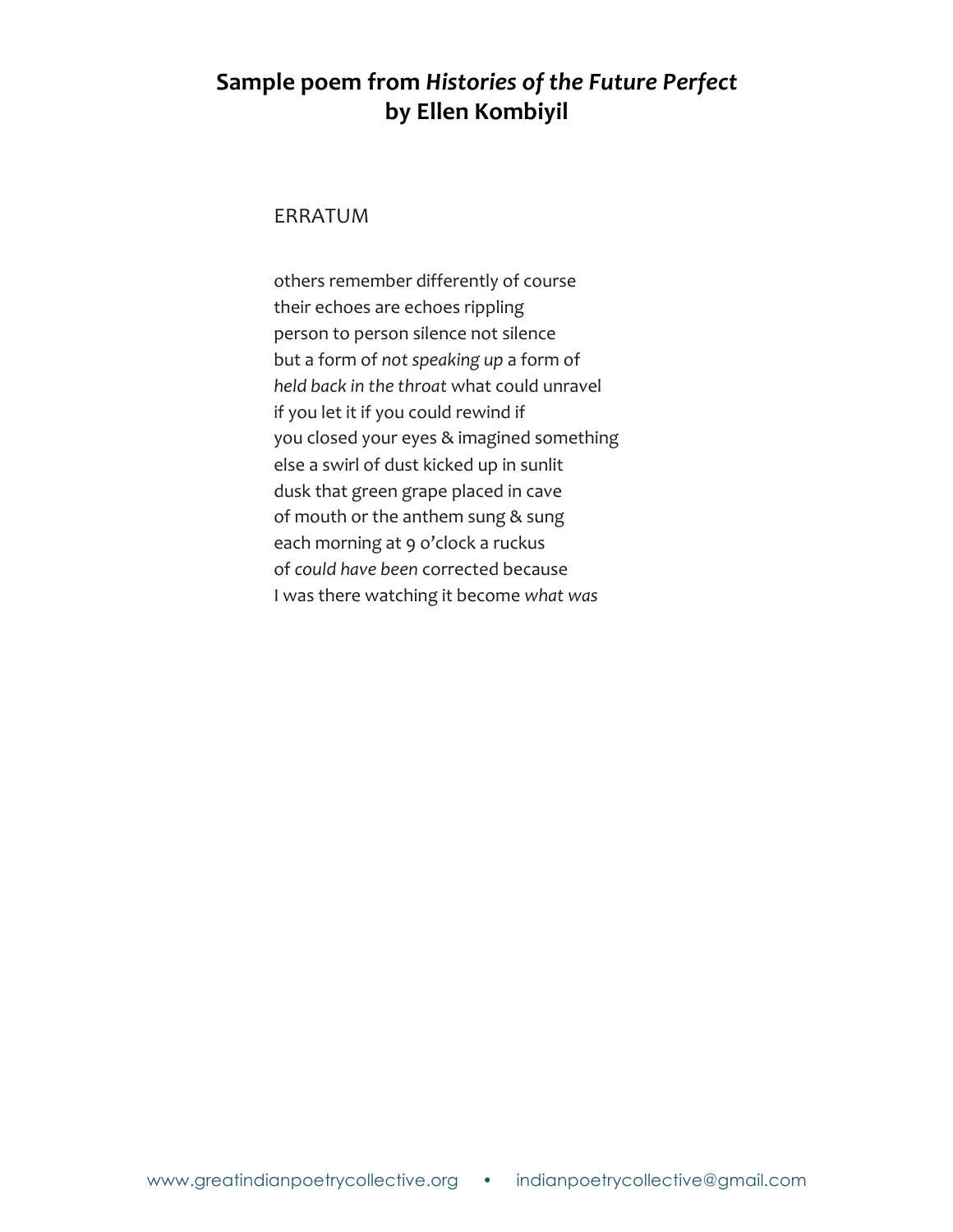## **Sample poem from *Histories of the Future Perfect* by Ellen Kombiyil**

### ERRATUM

others remember differently of course  
their echoes are echoes rippling  
person to person silence not silence  
but a form of *not speaking up* a form of  
*held back in the throat* what could unravel  
if you let it if you could rewind if  
you closed your eyes & imagined something  
else a swirl of dust kicked up in sunlit  
dusk that green grape placed in cave  
of mouth or the anthem sung & sung  
each morning at 9 o'clock a ruckus  
of *could have been* corrected because  
I was there watching it become *what was*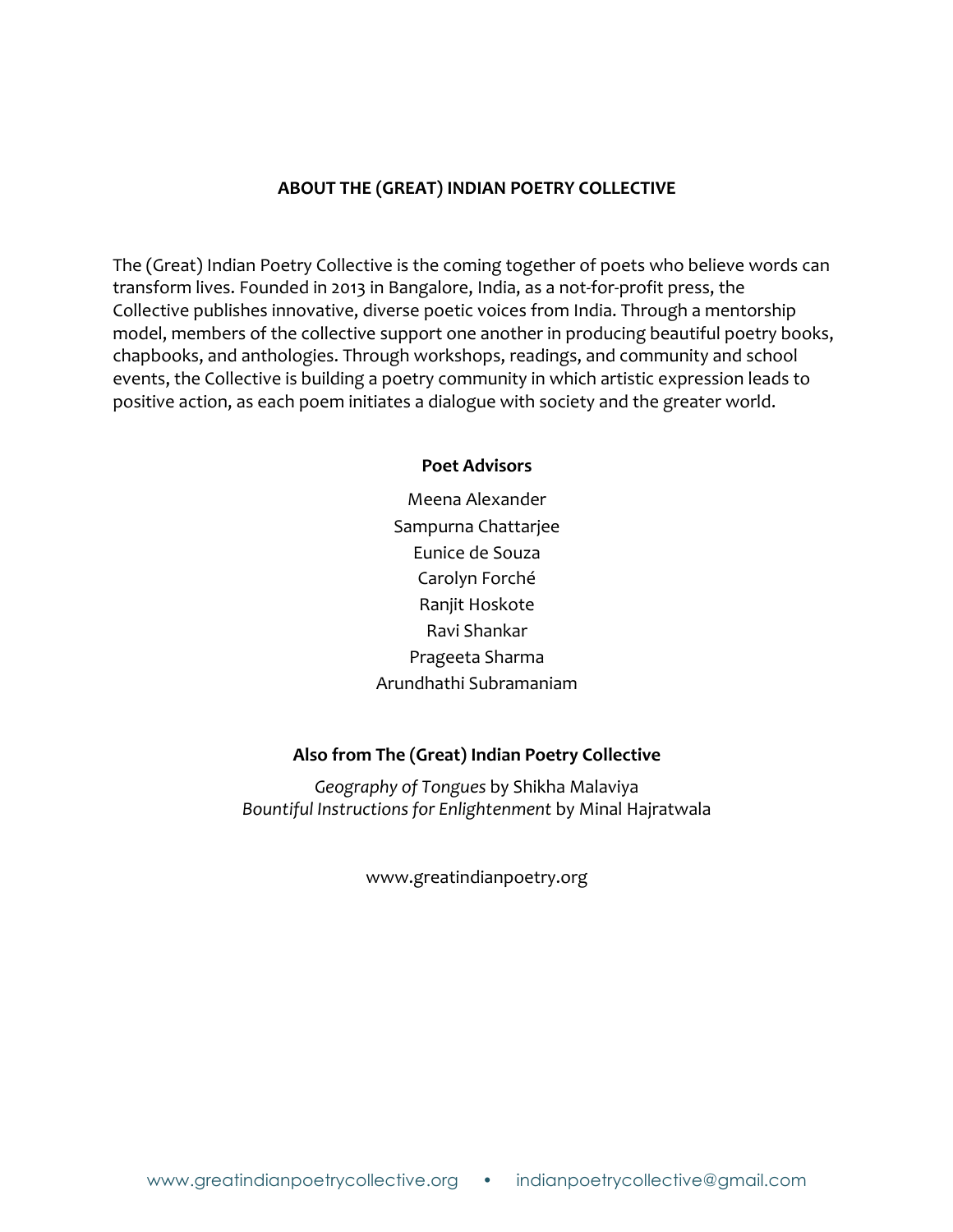## ABOUT THE (GREAT) INDIAN POETRY COLLECTIVE

The (Great) Indian Poetry Collective is the coming together of poets who believe words can transform lives. Founded in 2013 in Bangalore, India, as a not-for-profit press, the Collective publishes innovative, diverse poetic voices from India. Through a mentorship model, members of the collective support one another in producing beautiful poetry books, chapbooks, and anthologies. Through workshops, readings, and community and school events, the Collective is building a poetry community in which artistic expression leads to positive action, as each poem initiates a dialogue with society and the greater world.

### Poet Advisors

Meena Alexander
Sampurna Chattarjee
Eunice de Souza
Carolyn Forché
Ranjit Hoskote
Ravi Shankar
Prageeta Sharma
Arundhathi Subramaniam

### Also from The (Great) Indian Poetry Collective

*Geography of Tongues* by Shikha Malaviya
*Bountiful Instructions for Enlightenment* by Minal Hajratwala

www.greatindianpoetry.org

www.greatindianpoetrycollective.org • indianpoetrycollective@gmail.com